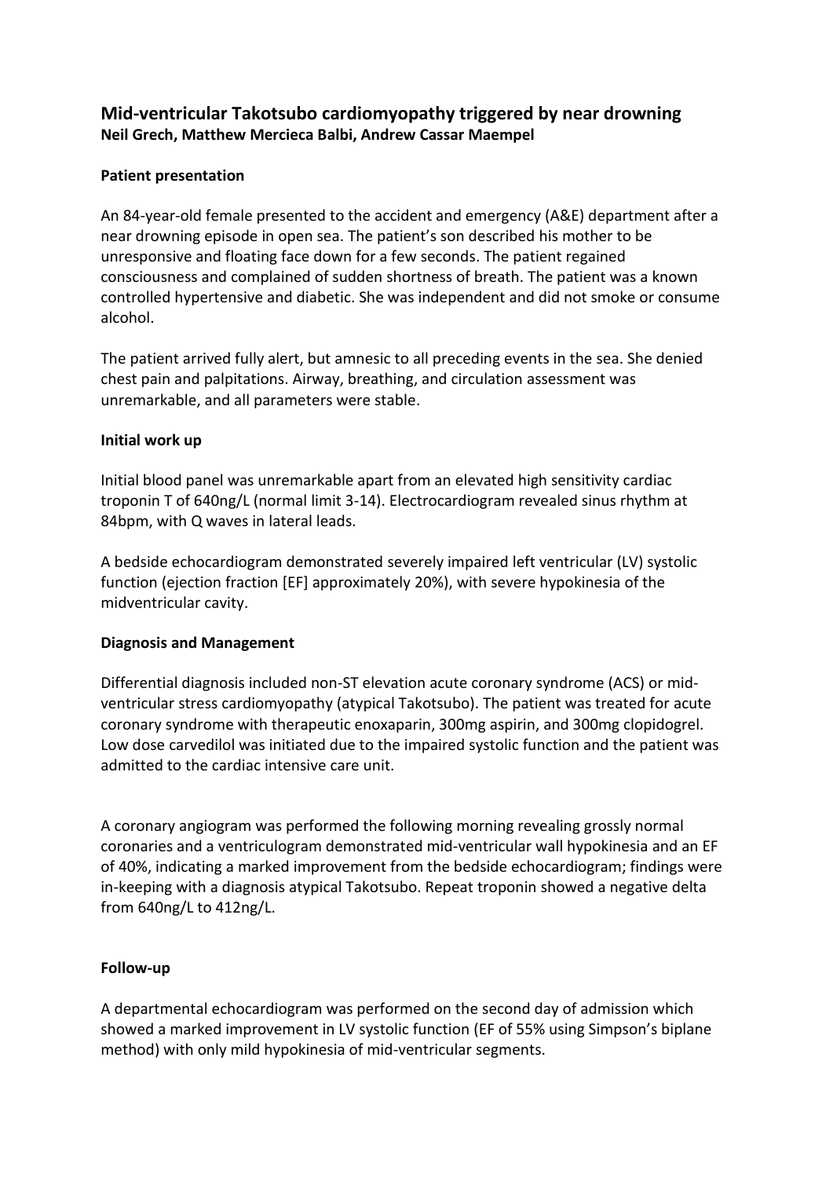# Mid-ventricular Takotsubo cardiomyopathy triggered by near drowning

**Neil Grech, Matthew Mercieca Balbi, Andrew Cassar Maempel**

## Patient presentation

An 84-year-old female presented to the accident and emergency (A&E) department after a near drowning episode in open sea. The patient's son described his mother to be unresponsive and floating face down for a few seconds. The patient regained consciousness and complained of sudden shortness of breath. The patient was a known controlled hypertensive and diabetic. She was independent and did not smoke or consume alcohol.

The patient arrived fully alert, but amnesic to all preceding events in the sea. She denied chest pain and palpitations. Airway, breathing, and circulation assessment was unremarkable, and all parameters were stable.

## Initial work up

Initial blood panel was unremarkable apart from an elevated high sensitivity cardiac troponin T of 640ng/L (normal limit 3-14). Electrocardiogram revealed sinus rhythm at 84bpm, with Q waves in lateral leads.

A bedside echocardiogram demonstrated severely impaired left ventricular (LV) systolic function (ejection fraction [EF] approximately 20%), with severe hypokinesia of the midventricular cavity.

## Diagnosis and Management

Differential diagnosis included non-ST elevation acute coronary syndrome (ACS) or mid-ventricular stress cardiomyopathy (atypical Takotsubo). The patient was treated for acute coronary syndrome with therapeutic enoxaparin, 300mg aspirin, and 300mg clopidogrel. Low dose carvedilol was initiated due to the impaired systolic function and the patient was admitted to the cardiac intensive care unit.

A coronary angiogram was performed the following morning revealing grossly normal coronaries and a ventriculogram demonstrated mid-ventricular wall hypokinesia and an EF of 40%, indicating a marked improvement from the bedside echocardiogram; findings were in-keeping with a diagnosis atypical Takotsubo. Repeat troponin showed a negative delta from 640ng/L to 412ng/L.

## Follow-up

A departmental echocardiogram was performed on the second day of admission which showed a marked improvement in LV systolic function (EF of 55% using Simpson's biplane method) with only mild hypokinesia of mid-ventricular segments.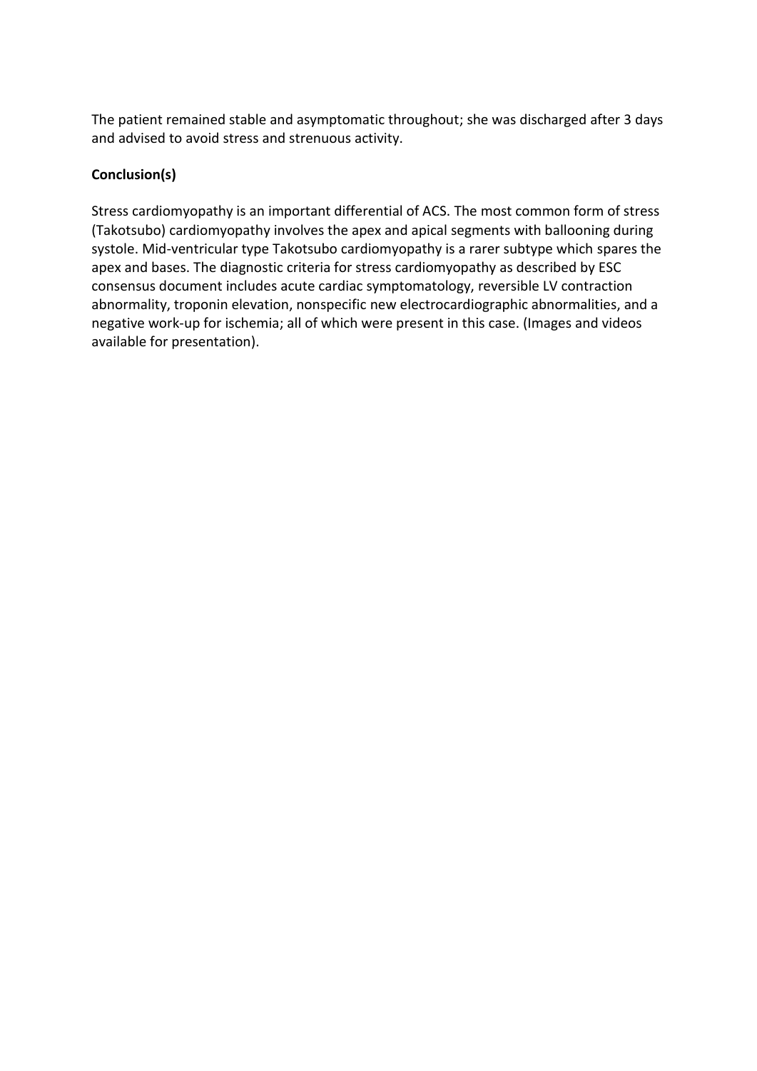The patient remained stable and asymptomatic throughout; she was discharged after 3 days and advised to avoid stress and strenuous activity.

**Conclusion(s)**

Stress cardiomyopathy is an important differential of ACS. The most common form of stress (Takotsubo) cardiomyopathy involves the apex and apical segments with ballooning during systole. Mid-ventricular type Takotsubo cardiomyopathy is a rarer subtype which spares the apex and bases. The diagnostic criteria for stress cardiomyopathy as described by ESC consensus document includes acute cardiac symptomatology, reversible LV contraction abnormality, troponin elevation, nonspecific new electrocardiographic abnormalities, and a negative work-up for ischemia; all of which were present in this case. (Images and videos available for presentation).